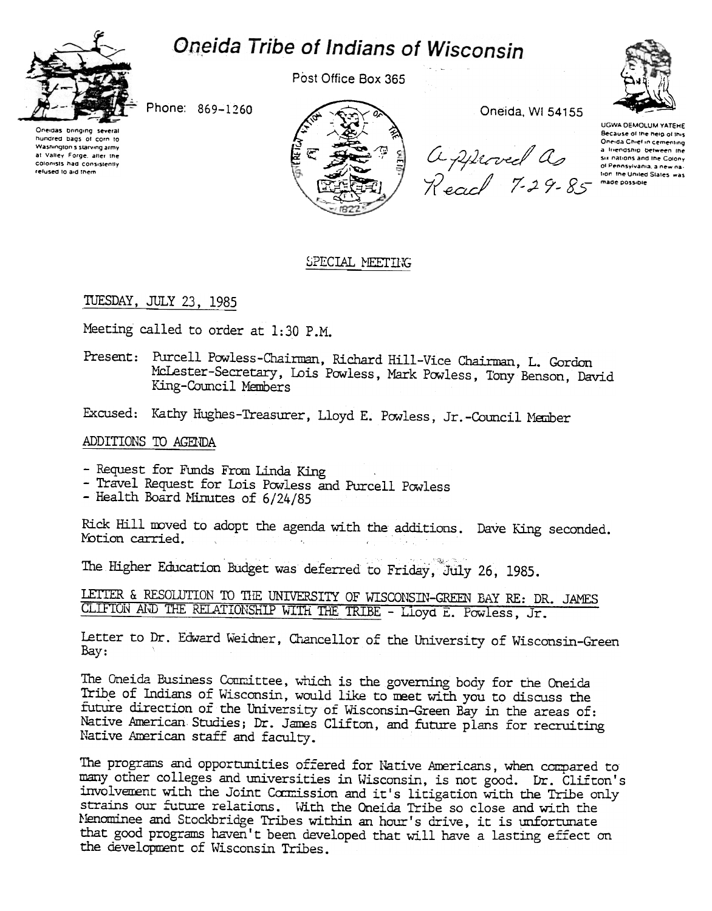# Oneida Tribe of Indians of Wisconsin

Post Office Box 365

Phone: 869-1260

Oneida, WI 54155

Oneidas bringing several hundred bags of corn to Washington's starving army at Valley Forge, after the colonists had consistently refused to aid them

UGWA DEMOLUM YATEHE
Because of the help of this Oneida Chief in cementing a friendship between the six nations and the Colony of Pennsylvania, a new nation, the United States was made possible

Approved As Read 7-29-85

## SPECIAL MEETING

TUESDAY, JULY 23, 1985

Meeting called to order at 1:30 P.M.

Present: Purcell Powless-Chairman, Richard Hill-Vice Chairman, L. Gordon McLester-Secretary, Lois Powless, Mark Powless, Tony Benson, David King-Council Members

Excused: Kathy Hughes-Treasurer, Lloyd E. Powless, Jr.-Council Member

### ADDITIONS TO AGENDA

- Request for Funds From Linda King
- Travel Request for Lois Powless and Purcell Powless
- Health Board Minutes of 6/24/85

Rick Hill moved to adopt the agenda with the additions. Dave King seconded. Motion carried.

The Higher Education Budget was deferred to Friday, July 26, 1985.

### LETTER & RESOLUTION TO THE UNIVERSITY OF WISCONSIN-GREEN BAY RE: DR. JAMES CLIFTON AND THE RELATIONSHIP WITH THE TRIBE - Lloyd E. Powless, Jr.

Letter to Dr. Edward Weidner, Chancellor of the University of Wisconsin-Green Bay:

The Oneida Business Committee, which is the governing body for the Oneida Tribe of Indians of Wisconsin, would like to meet with you to discuss the future direction of the University of Wisconsin-Green Bay in the areas of: Native American Studies; Dr. James Clifton, and future plans for recruiting Native American staff and faculty.

The programs and opportunities offered for Native Americans, when compared to many other colleges and universities in Wisconsin, is not good. Dr. Clifton's involvement with the Joint Commission and it's litigation with the Tribe only strains our future relations. With the Oneida Tribe so close and with the Menominee and Stockbridge Tribes within an hour's drive, it is unfortunate that good programs haven't been developed that will have a lasting effect on the development of Wisconsin Tribes.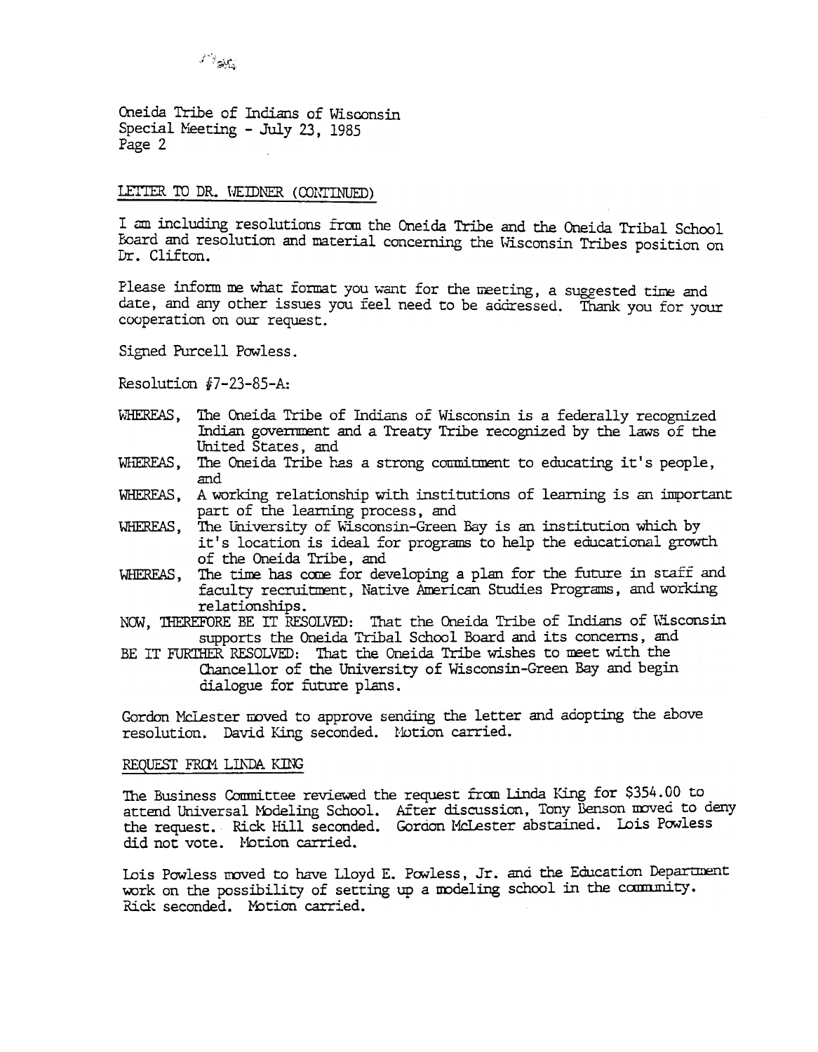Oneida Tribe of Indians of Wisconsin
Special Meeting - July 23, 1985

LETTER TO DR. WEIDNER (CONTINUED)

I am including resolutions from the Oneida Tribe and the Oneida Tribal School Board and resolution and material concerning the Wisconsin Tribes position on Dr. Clifton.

Please inform me what format you want for the meeting, a suggested time and date, and any other issues you feel need to be addressed. Thank you for your cooperation on our request.

Signed Purcell Powless.

Resolution #7-23-85-A:

WHEREAS, The Oneida Tribe of Indians of Wisconsin is a federally recognized Indian government and a Treaty Tribe recognized by the laws of the United States, and

WHEREAS, The Oneida Tribe has a strong commitment to educating it's people, and

WHEREAS, A working relationship with institutions of learning is an important part of the learning process, and

WHEREAS, The University of Wisconsin-Green Bay is an institution which by it's location is ideal for programs to help the educational growth of the Oneida Tribe, and

WHEREAS, The time has come for developing a plan for the future in staff and faculty recruitment, Native American Studies Programs, and working relationships.

NOW, THEREFORE BE IT RESOLVED: That the Oneida Tribe of Indians of Wisconsin supports the Oneida Tribal School Board and its concerns, and

BE IT FURTHER RESOLVED: That the Oneida Tribe wishes to meet with the Chancellor of the University of Wisconsin-Green Bay and begin dialogue for future plans.

Gordon McLester moved to approve sending the letter and adopting the above resolution. David King seconded. Motion carried.

REQUEST FROM LINDA KING

The Business Committee reviewed the request from Linda King for $354.00 to attend Universal Modeling School. After discussion, Tony Benson moved to deny the request. Rick Hill seconded. Gordon McLester abstained. Lois Powless did not vote. Motion carried.

Lois Powless moved to have Lloyd E. Powless, Jr. and the Education Department work on the possibility of setting up a modeling school in the community. Rick seconded. Motion carried.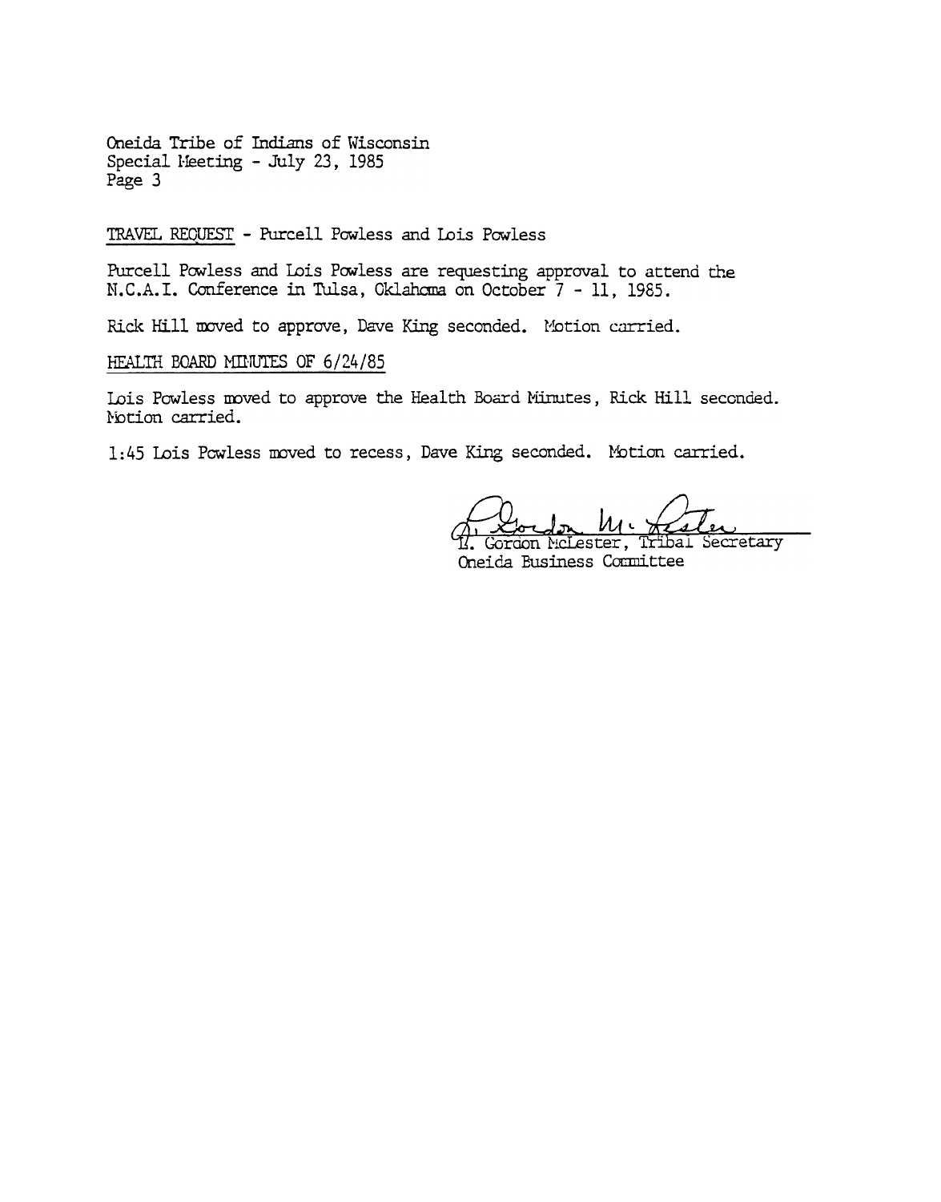Oneida Tribe of Indians of Wisconsin
Special Meeting - July 23, 1985
Page 3

TRAVEL REQUEST - Purcell Powless and Lois Powless

Purcell Powless and Lois Powless are requesting approval to attend the N.C.A.I. Conference in Tulsa, Oklahoma on October 7 - 11, 1985.

Rick Hill moved to approve, Dave King seconded. Motion carried.

HEALTH BOARD MINUTES OF 6/24/85

Lois Powless moved to approve the Health Board Minutes, Rick Hill seconded. Motion carried.

1:45 Lois Powless moved to recess, Dave King seconded. Motion carried.

A. Gordon McLester, Tribal Secretary
Oneida Business Committee